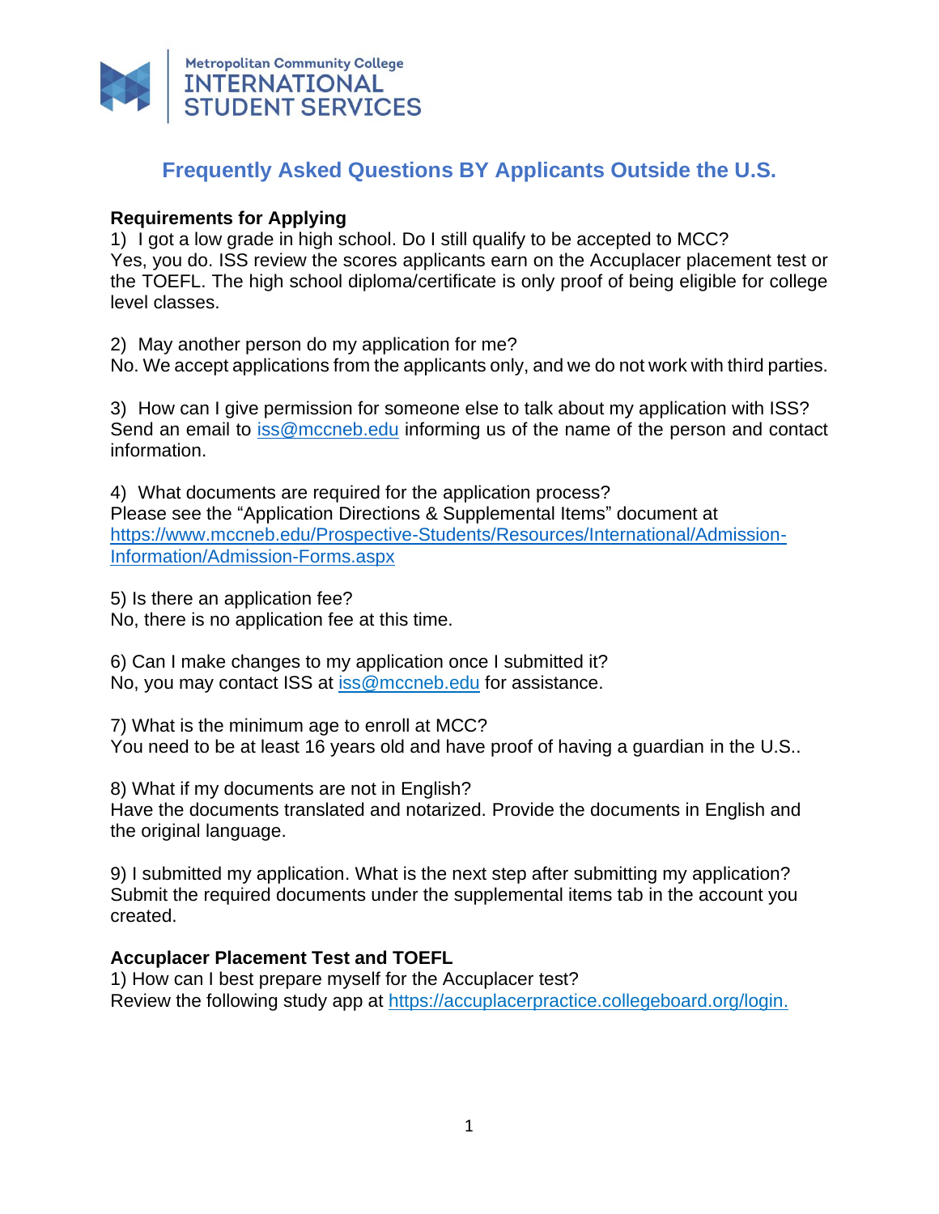Metropolitan Community College
INTERNATIONAL STUDENT SERVICES

# Frequently Asked Questions BY Applicants Outside the U.S.

**Requirements for Applying**

1) I got a low grade in high school. Do I still qualify to be accepted to MCC?
Yes, you do. ISS review the scores applicants earn on the Accuplacer placement test or the TOEFL. The high school diploma/certificate is only proof of being eligible for college level classes.

2) May another person do my application for me?
No. We accept applications from the applicants only, and we do not work with third parties.

3) How can I give permission for someone else to talk about my application with ISS?
Send an email to iss@mccneb.edu informing us of the name of the person and contact information.

4) What documents are required for the application process?
Please see the "Application Directions & Supplemental Items" document at https://www.mccneb.edu/Prospective-Students/Resources/International/Admission-Information/Admission-Forms.aspx

5) Is there an application fee?
No, there is no application fee at this time.

6) Can I make changes to my application once I submitted it?
No, you may contact ISS at iss@mccneb.edu for assistance.

7) What is the minimum age to enroll at MCC?
You need to be at least 16 years old and have proof of having a guardian in the U.S..

8) What if my documents are not in English?
Have the documents translated and notarized. Provide the documents in English and the original language.

9) I submitted my application. What is the next step after submitting my application?
Submit the required documents under the supplemental items tab in the account you created.

**Accuplacer Placement Test and TOEFL**

1) How can I best prepare myself for the Accuplacer test?
Review the following study app at https://accuplacerpractice.collegeboard.org/login.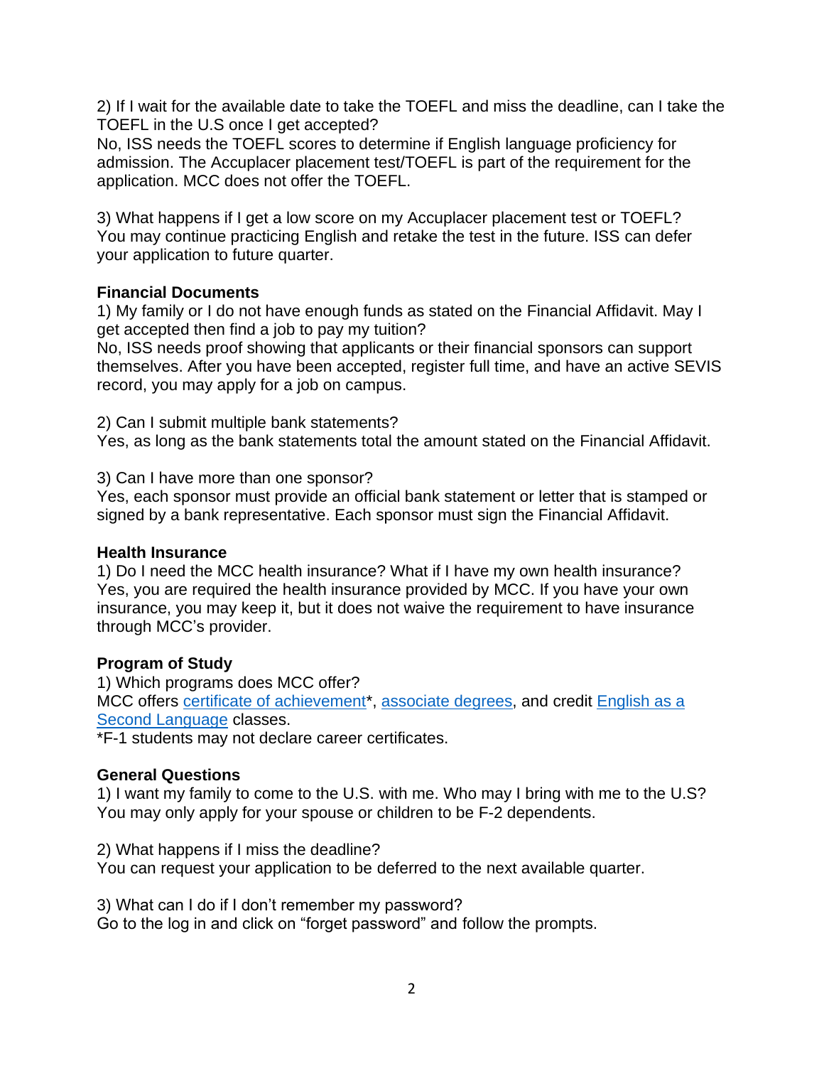2) If I wait for the available date to take the TOEFL and miss the deadline, can I take the TOEFL in the U.S once I get accepted?
No, ISS needs the TOEFL scores to determine if English language proficiency for admission. The Accuplacer placement test/TOEFL is part of the requirement for the application. MCC does not offer the TOEFL.

3) What happens if I get a low score on my Accuplacer placement test or TOEFL?
You may continue practicing English and retake the test in the future. ISS can defer your application to future quarter.

**Financial Documents**

1) My family or I do not have enough funds as stated on the Financial Affidavit. May I get accepted then find a job to pay my tuition?
No, ISS needs proof showing that applicants or their financial sponsors can support themselves. After you have been accepted, register full time, and have an active SEVIS record, you may apply for a job on campus.

2) Can I submit multiple bank statements?
Yes, as long as the bank statements total the amount stated on the Financial Affidavit.

3) Can I have more than one sponsor?
Yes, each sponsor must provide an official bank statement or letter that is stamped or signed by a bank representative. Each sponsor must sign the Financial Affidavit.

**Health Insurance**

1) Do I need the MCC health insurance? What if I have my own health insurance?
Yes, you are required the health insurance provided by MCC. If you have your own insurance, you may keep it, but it does not waive the requirement to have insurance through MCC's provider.

**Program of Study**

1) Which programs does MCC offer?
MCC offers certificate of achievement*, associate degrees, and credit English as a Second Language classes.
*F-1 students may not declare career certificates.

**General Questions**

1) I want my family to come to the U.S. with me. Who may I bring with me to the U.S?
You may only apply for your spouse or children to be F-2 dependents.

2) What happens if I miss the deadline?
You can request your application to be deferred to the next available quarter.

3) What can I do if I don't remember my password?
Go to the log in and click on "forget password" and follow the prompts.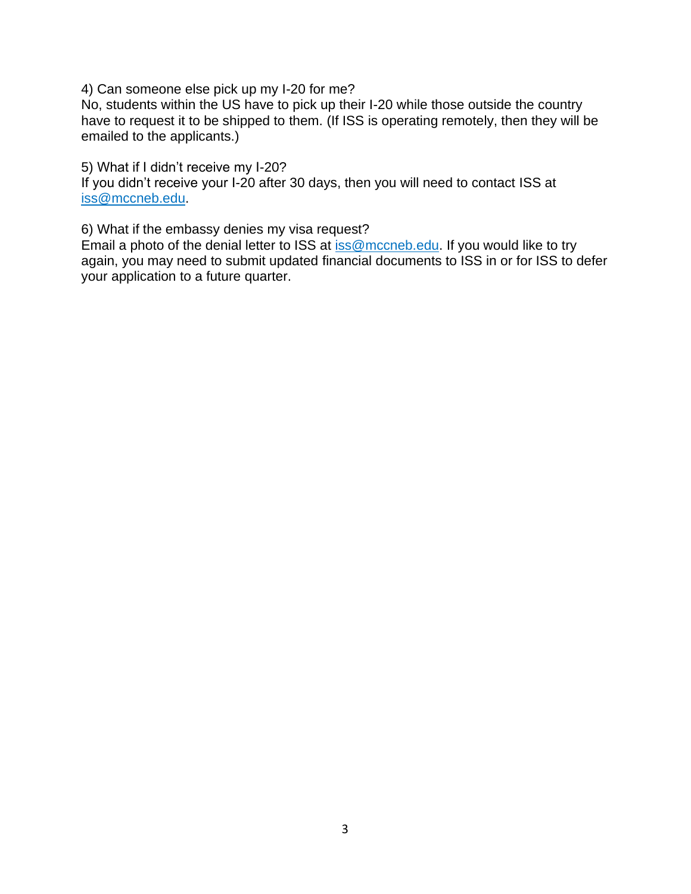4) Can someone else pick up my I-20 for me?
No, students within the US have to pick up their I-20 while those outside the country have to request it to be shipped to them. (If ISS is operating remotely, then they will be emailed to the applicants.)

5) What if I didn't receive my I-20?
If you didn't receive your I-20 after 30 days, then you will need to contact ISS at [iss@mccneb.edu](mailto:iss@mccneb.edu).

6) What if the embassy denies my visa request?
Email a photo of the denial letter to ISS at [iss@mccneb.edu](mailto:iss@mccneb.edu). If you would like to try again, you may need to submit updated financial documents to ISS in or for ISS to defer your application to a future quarter.